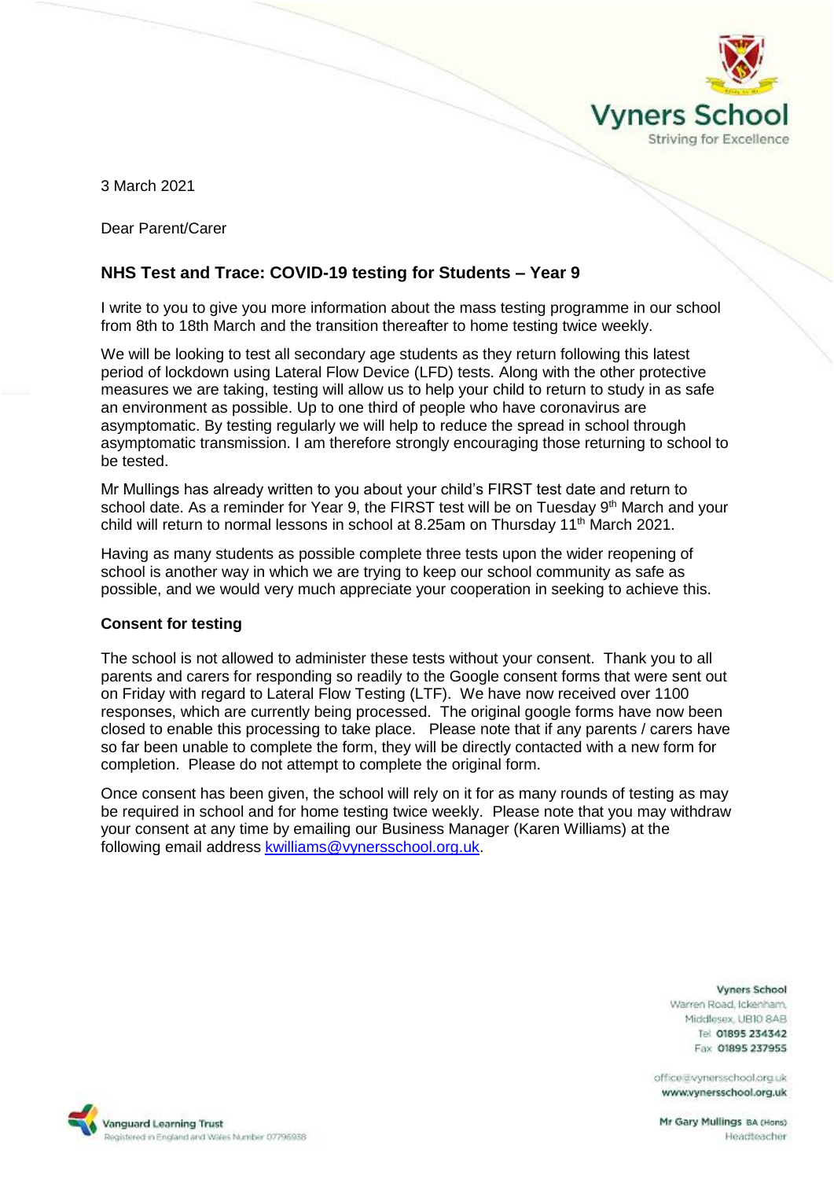Vyners School
Striving for Excellence

3 March 2021

Dear Parent/Carer

## NHS Test and Trace: COVID-19 testing for Students – Year 9

I write to you to give you more information about the mass testing programme in our school from 8th to 18th March and the transition thereafter to home testing twice weekly.

We will be looking to test all secondary age students as they return following this latest period of lockdown using Lateral Flow Device (LFD) tests. Along with the other protective measures we are taking, testing will allow us to help your child to return to study in as safe an environment as possible. Up to one third of people who have coronavirus are asymptomatic. By testing regularly we will help to reduce the spread in school through asymptomatic transmission. I am therefore strongly encouraging those returning to school to be tested.

Mr Mullings has already written to you about your child's FIRST test date and return to school date. As a reminder for Year 9, the FIRST test will be on Tuesday 9th March and your child will return to normal lessons in school at 8.25am on Thursday 11th March 2021.

Having as many students as possible complete three tests upon the wider reopening of school is another way in which we are trying to keep our school community as safe as possible, and we would very much appreciate your cooperation in seeking to achieve this.

### Consent for testing

The school is not allowed to administer these tests without your consent. Thank you to all parents and carers for responding so readily to the Google consent forms that were sent out on Friday with regard to Lateral Flow Testing (LTF). We have now received over 1100 responses, which are currently being processed. The original google forms have now been closed to enable this processing to take place. Please note that if any parents / carers have so far been unable to complete the form, they will be directly contacted with a new form for completion. Please do not attempt to complete the original form.

Once consent has been given, the school will rely on it for as many rounds of testing as may be required in school and for home testing twice weekly. Please note that you may withdraw your consent at any time by emailing our Business Manager (Karen Williams) at the following email address kwilliams@vynersschool.org.uk.

Vyners School
Warren Road, Ickenham,
Middlesex, UB10 8AB
Tel 01895 234342
Fax 01895 237955

office@vynersschool.org.uk
www.vynersschool.org.uk

Mr Gary Mullings BA (Hons)
Headteacher

Vanguard Learning Trust
Registered in England and Wales Number 07796988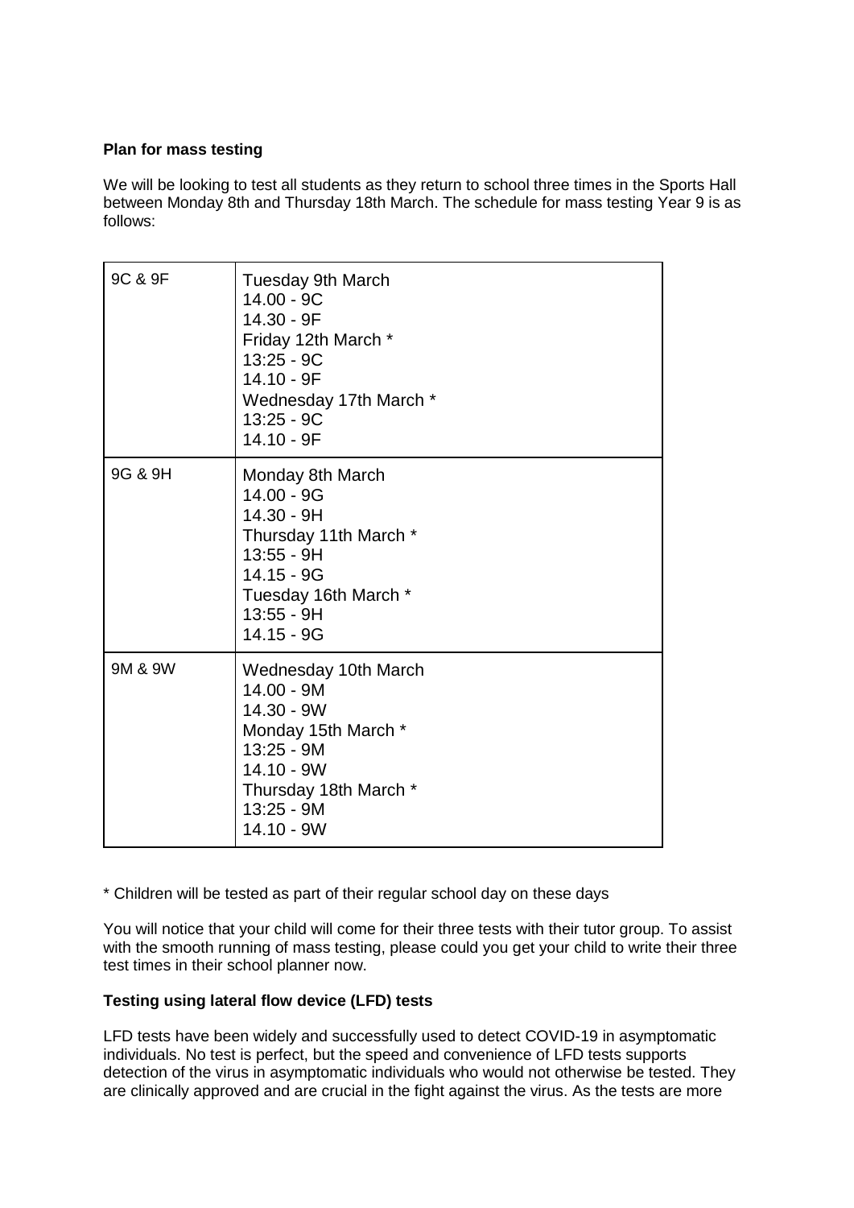**Plan for mass testing**

We will be looking to test all students as they return to school three times in the Sports Hall between Monday 8th and Thursday 18th March. The schedule for mass testing Year 9 is as follows:

| | |
|---|---|
| 9C & 9F | Tuesday 9th March<br>14.00 - 9C<br>14.30 - 9F<br>Friday 12th March *<br>13:25 - 9C<br>14.10 - 9F<br>Wednesday 17th March *<br>13:25 - 9C<br>14.10 - 9F |
| 9G & 9H | Monday 8th March<br>14.00 - 9G<br>14.30 - 9H<br>Thursday 11th March *<br>13:55 - 9H<br>14.15 - 9G<br>Tuesday 16th March *<br>13:55 - 9H<br>14.15 - 9G |
| 9M & 9W | Wednesday 10th March<br>14.00 - 9M<br>14.30 - 9W<br>Monday 15th March *<br>13:25 - 9M<br>14.10 - 9W<br>Thursday 18th March *<br>13:25 - 9M<br>14.10 - 9W |

* Children will be tested as part of their regular school day on these days

You will notice that your child will come for their three tests with their tutor group. To assist with the smooth running of mass testing, please could you get your child to write their three test times in their school planner now.

**Testing using lateral flow device (LFD) tests**

LFD tests have been widely and successfully used to detect COVID-19 in asymptomatic individuals. No test is perfect, but the speed and convenience of LFD tests supports detection of the virus in asymptomatic individuals who would not otherwise be tested. They are clinically approved and are crucial in the fight against the virus. As the tests are more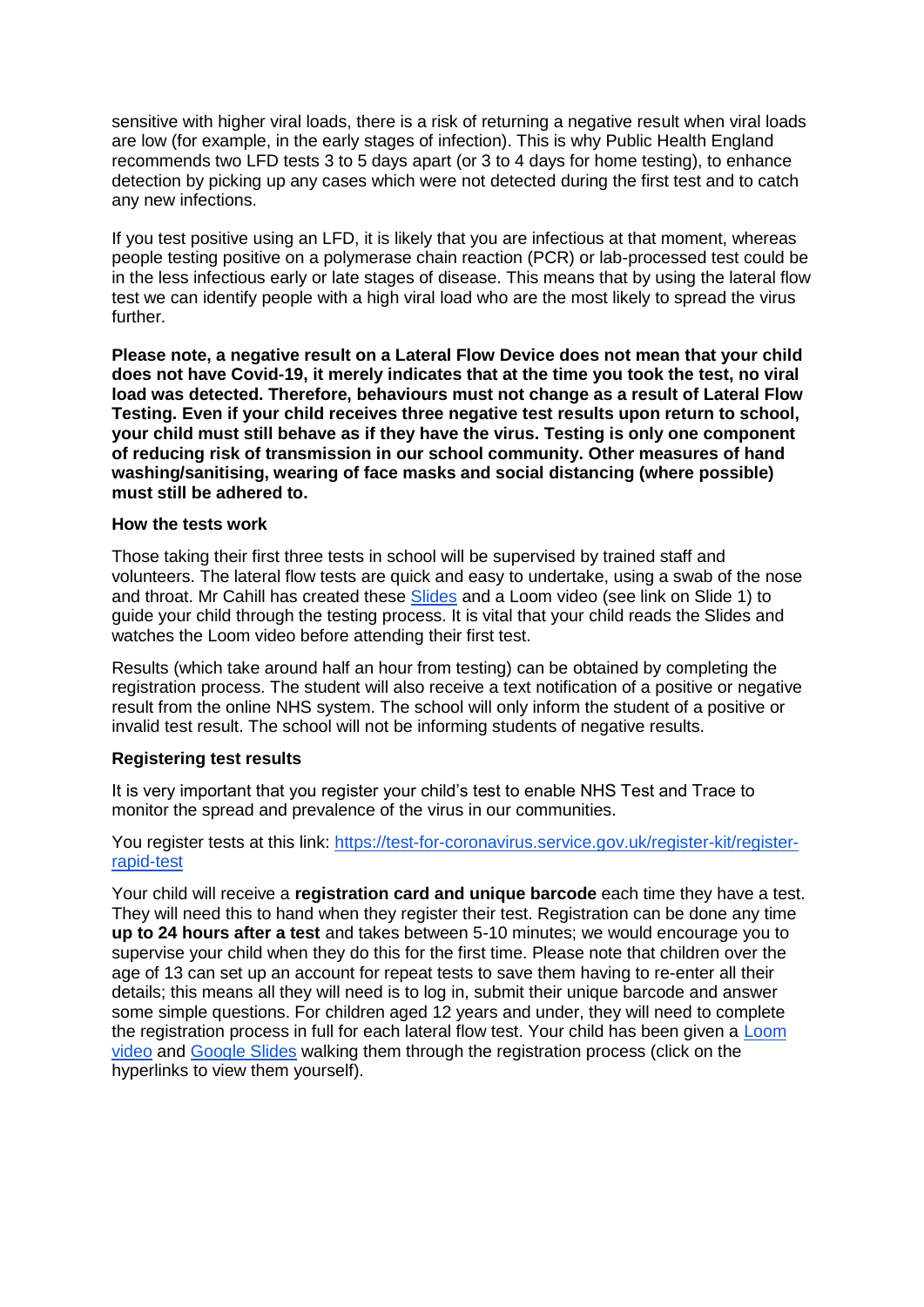sensitive with higher viral loads, there is a risk of returning a negative result when viral loads are low (for example, in the early stages of infection). This is why Public Health England recommends two LFD tests 3 to 5 days apart (or 3 to 4 days for home testing), to enhance detection by picking up any cases which were not detected during the first test and to catch any new infections.

If you test positive using an LFD, it is likely that you are infectious at that moment, whereas people testing positive on a polymerase chain reaction (PCR) or lab-processed test could be in the less infectious early or late stages of disease. This means that by using the lateral flow test we can identify people with a high viral load who are the most likely to spread the virus further.

**Please note, a negative result on a Lateral Flow Device does not mean that your child does not have Covid-19, it merely indicates that at the time you took the test, no viral load was detected. Therefore, behaviours must not change as a result of Lateral Flow Testing. Even if your child receives three negative test results upon return to school, your child must still behave as if they have the virus. Testing is only one component of reducing risk of transmission in our school community. Other measures of hand washing/sanitising, wearing of face masks and social distancing (where possible) must still be adhered to.**

**How the tests work**

Those taking their first three tests in school will be supervised by trained staff and volunteers. The lateral flow tests are quick and easy to undertake, using a swab of the nose and throat. Mr Cahill has created these Slides and a Loom video (see link on Slide 1) to guide your child through the testing process. It is vital that your child reads the Slides and watches the Loom video before attending their first test.

Results (which take around half an hour from testing) can be obtained by completing the registration process. The student will also receive a text notification of a positive or negative result from the online NHS system. The school will only inform the student of a positive or invalid test result. The school will not be informing students of negative results.

**Registering test results**

It is very important that you register your child's test to enable NHS Test and Trace to monitor the spread and prevalence of the virus in our communities.

You register tests at this link: https://test-for-coronavirus.service.gov.uk/register-kit/register-rapid-test

Your child will receive a **registration card and unique barcode** each time they have a test. They will need this to hand when they register their test. Registration can be done any time **up to 24 hours after a test** and takes between 5-10 minutes; we would encourage you to supervise your child when they do this for the first time. Please note that children over the age of 13 can set up an account for repeat tests to save them having to re-enter all their details; this means all they will need is to log in, submit their unique barcode and answer some simple questions. For children aged 12 years and under, they will need to complete the registration process in full for each lateral flow test. Your child has been given a Loom video and Google Slides walking them through the registration process (click on the hyperlinks to view them yourself).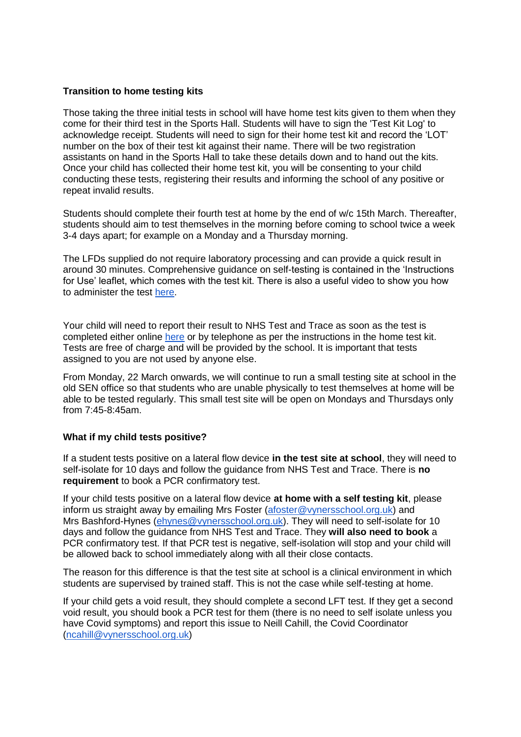**Transition to home testing kits**

Those taking the three initial tests in school will have home test kits given to them when they come for their third test in the Sports Hall. Students will have to sign the 'Test Kit Log' to acknowledge receipt. Students will need to sign for their home test kit and record the 'LOT' number on the box of their test kit against their name. There will be two registration assistants on hand in the Sports Hall to take these details down and to hand out the kits. Once your child has collected their home test kit, you will be consenting to your child conducting these tests, registering their results and informing the school of any positive or repeat invalid results.

Students should complete their fourth test at home by the end of w/c 15th March. Thereafter, students should aim to test themselves in the morning before coming to school twice a week 3-4 days apart; for example on a Monday and a Thursday morning.

The LFDs supplied do not require laboratory processing and can provide a quick result in around 30 minutes. Comprehensive guidance on self-testing is contained in the 'Instructions for Use' leaflet, which comes with the test kit. There is also a useful video to show you how to administer the test here.

Your child will need to report their result to NHS Test and Trace as soon as the test is completed either online here or by telephone as per the instructions in the home test kit. Tests are free of charge and will be provided by the school. It is important that tests assigned to you are not used by anyone else.

From Monday, 22 March onwards, we will continue to run a small testing site at school in the old SEN office so that students who are unable physically to test themselves at home will be able to be tested regularly. This small test site will be open on Mondays and Thursdays only from 7:45-8:45am.

**What if my child tests positive?**

If a student tests positive on a lateral flow device **in the test site at school**, they will need to self-isolate for 10 days and follow the guidance from NHS Test and Trace. There is **no requirement** to book a PCR confirmatory test.

If your child tests positive on a lateral flow device **at home with a self testing kit**, please inform us straight away by emailing Mrs Foster (afoster@vynersschool.org.uk) and Mrs Bashford-Hynes (ehynes@vynersschool.org.uk). They will need to self-isolate for 10 days and follow the guidance from NHS Test and Trace. They **will also need to book** a PCR confirmatory test. If that PCR test is negative, self-isolation will stop and your child will be allowed back to school immediately along with all their close contacts.

The reason for this difference is that the test site at school is a clinical environment in which students are supervised by trained staff. This is not the case while self-testing at home.

If your child gets a void result, they should complete a second LFT test. If they get a second void result, you should book a PCR test for them (there is no need to self isolate unless you have Covid symptoms) and report this issue to Neill Cahill, the Covid Coordinator (ncahill@vynersschool.org.uk)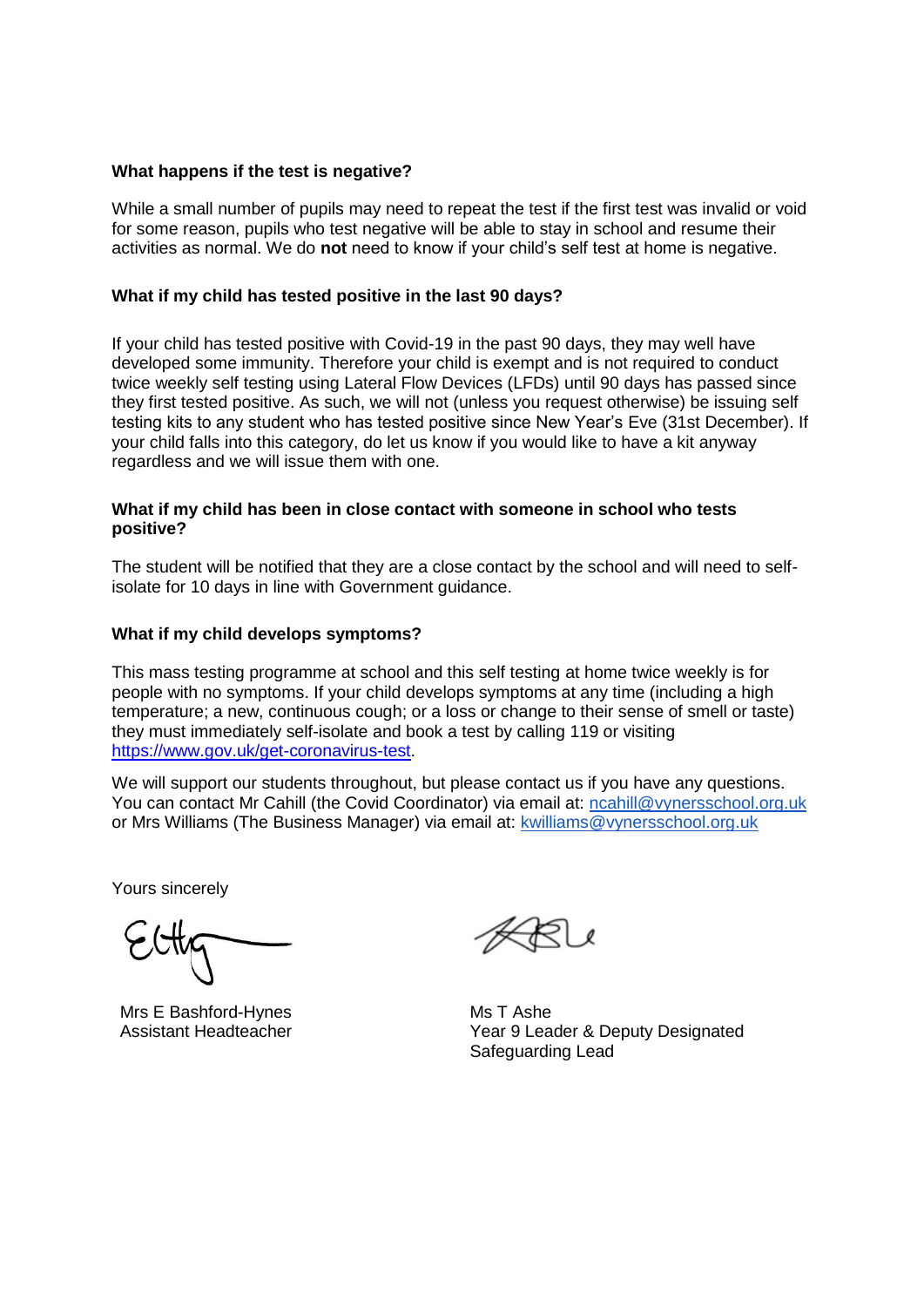**What happens if the test is negative?**

While a small number of pupils may need to repeat the test if the first test was invalid or void for some reason, pupils who test negative will be able to stay in school and resume their activities as normal. We do **not** need to know if your child's self test at home is negative.

**What if my child has tested positive in the last 90 days?**

If your child has tested positive with Covid-19 in the past 90 days, they may well have developed some immunity. Therefore your child is exempt and is not required to conduct twice weekly self testing using Lateral Flow Devices (LFDs) until 90 days has passed since they first tested positive. As such, we will not (unless you request otherwise) be issuing self testing kits to any student who has tested positive since New Year's Eve (31st December). If your child falls into this category, do let us know if you would like to have a kit anyway regardless and we will issue them with one.

**What if my child has been in close contact with someone in school who tests positive?**

The student will be notified that they are a close contact by the school and will need to self-isolate for 10 days in line with Government guidance.

**What if my child develops symptoms?**

This mass testing programme at school and this self testing at home twice weekly is for people with no symptoms. If your child develops symptoms at any time (including a high temperature; a new, continuous cough; or a loss or change to their sense of smell or taste) they must immediately self-isolate and book a test by calling 119 or visiting https://www.gov.uk/get-coronavirus-test.

We will support our students throughout, but please contact us if you have any questions. You can contact Mr Cahill (the Covid Coordinator) via email at: ncahill@vynersschool.org.uk or Mrs Williams (The Business Manager) via email at: kwilliams@vynersschool.org.uk

Yours sincerely

Mrs E Bashford-Hynes
Assistant Headteacher

Ms T Ashe
Year 9 Leader & Deputy Designated Safeguarding Lead